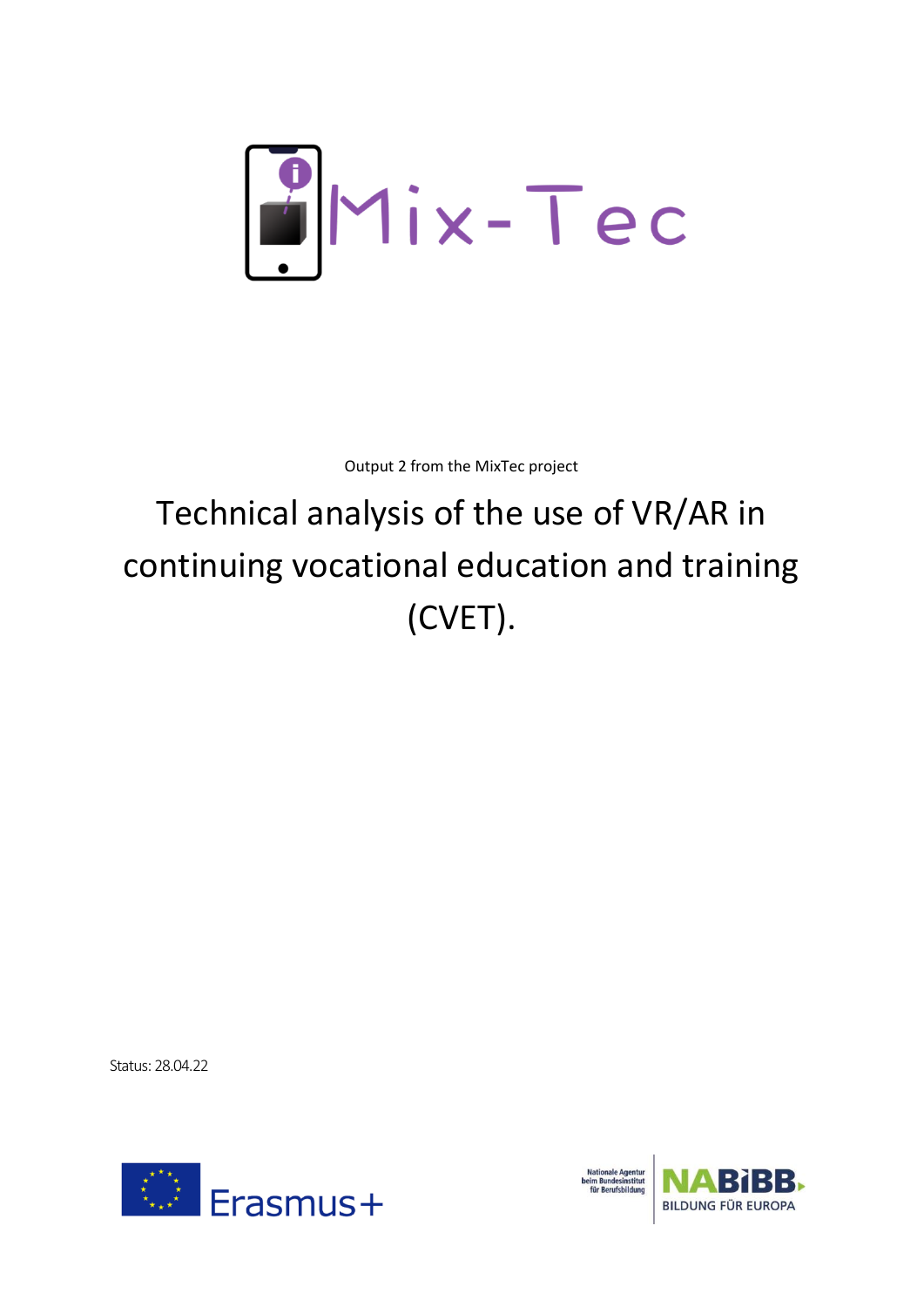Mix-Tec

Output 2 from the MixTec project

# Technical analysis of the use of VR/AR in continuing vocational education and training (CVET).

Status: 28.04.22

Erasmus+

Nationale Agentur beim Bundesinstitut für Berufsbildung

NABIBB BILDUNG FÜR EUROPA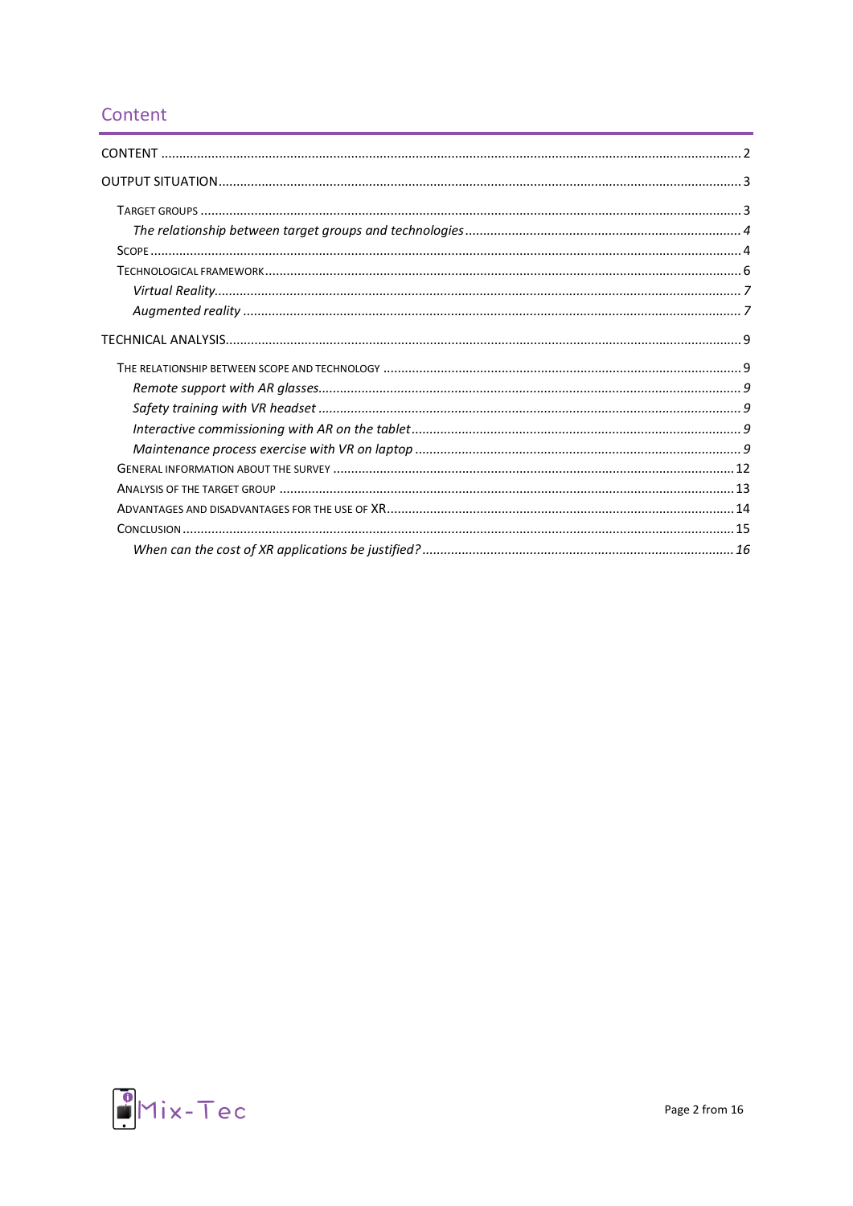## Content

CONTENT ....... 2

OUTPUT SITUATION ....... 3

- TARGET GROUPS ....... 3
  - *The relationship between target groups and technologies ....... 4*
- SCOPE ....... 4
- TECHNOLOGICAL FRAMEWORK ....... 6
  - *Virtual Reality ....... 7*
  - *Augmented reality ....... 7*

TECHNICAL ANALYSIS ....... 9

- THE RELATIONSHIP BETWEEN SCOPE AND TECHNOLOGY ....... 9
  - *Remote support with AR glasses ....... 9*
  - *Safety training with VR headset ....... 9*
  - *Interactive commissioning with AR on the tablet ....... 9*
  - *Maintenance process exercise with VR on laptop ....... 9*
- GENERAL INFORMATION ABOUT THE SURVEY ....... 12
- ANALYSIS OF THE TARGET GROUP ....... 13
- ADVANTAGES AND DISADVANTAGES FOR THE USE OF XR ....... 14
- CONCLUSION ....... 15
  - *When can the cost of XR applications be justified? ....... 16*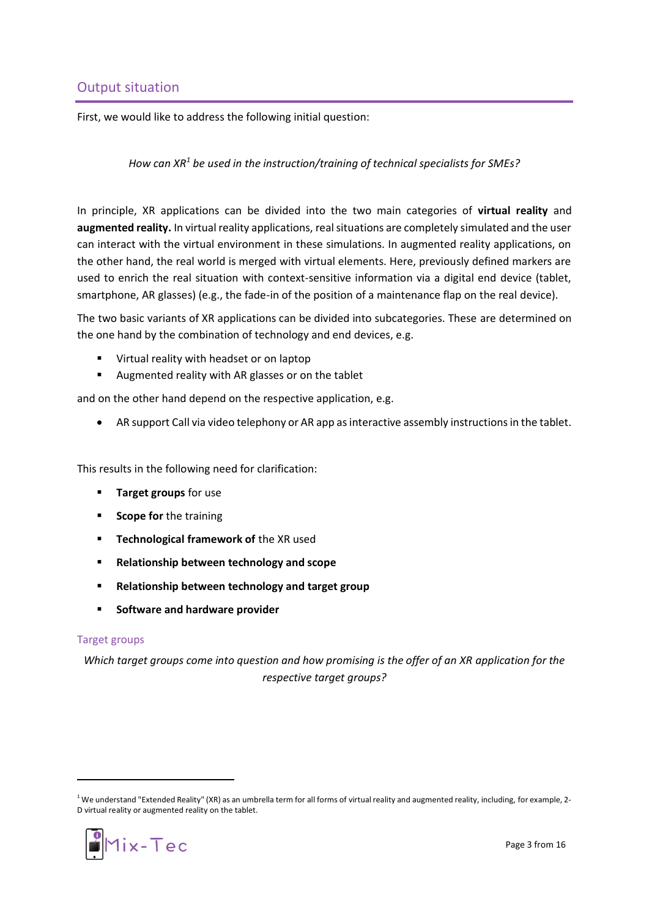## Output situation

First, we would like to address the following initial question:

*How can XR[1] be used in the instruction/training of technical specialists for SMEs?*

In principle, XR applications can be divided into the two main categories of **virtual reality** and **augmented reality.** In virtual reality applications, real situations are completely simulated and the user can interact with the virtual environment in these simulations. In augmented reality applications, on the other hand, the real world is merged with virtual elements. Here, previously defined markers are used to enrich the real situation with context-sensitive information via a digital end device (tablet, smartphone, AR glasses) (e.g., the fade-in of the position of a maintenance flap on the real device).

The two basic variants of XR applications can be divided into subcategories. These are determined on the one hand by the combination of technology and end devices, e.g.

- Virtual reality with headset or on laptop
- Augmented reality with AR glasses or on the tablet

and on the other hand depend on the respective application, e.g.

- AR support Call via video telephony or AR app as interactive assembly instructions in the tablet.

This results in the following need for clarification:

- **Target groups** for use
- **Scope for** the training
- **Technological framework of** the XR used
- **Relationship between technology and scope**
- **Relationship between technology and target group**
- **Software and hardware provider**

### Target groups

*Which target groups come into question and how promising is the offer of an XR application for the respective target groups?*

---

[1] We understand "Extended Reality" (XR) as an umbrella term for all forms of virtual reality and augmented reality, including, for example, 2-D virtual reality or augmented reality on the tablet.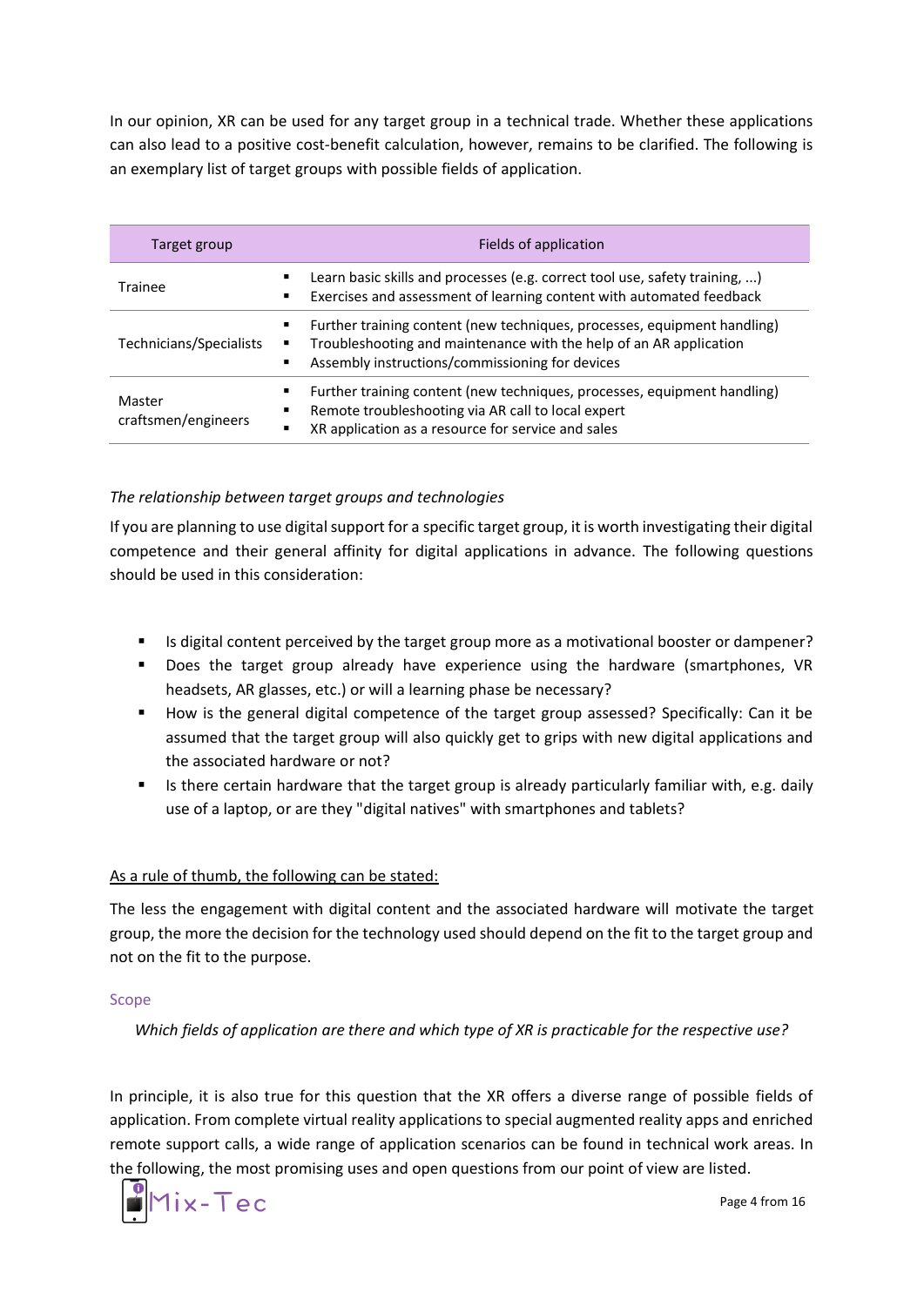In our opinion, XR can be used for any target group in a technical trade. Whether these applications can also lead to a positive cost-benefit calculation, however, remains to be clarified. The following is an exemplary list of target groups with possible fields of application.

| Target group | Fields of application |
|---|---|
| Trainee | ▪ Learn basic skills and processes (e.g. correct tool use, safety training, ...)<br>▪ Exercises and assessment of learning content with automated feedback |
| Technicians/Specialists | ▪ Further training content (new techniques, processes, equipment handling)<br>▪ Troubleshooting and maintenance with the help of an AR application<br>▪ Assembly instructions/commissioning for devices |
| Master craftsmen/engineers | ▪ Further training content (new techniques, processes, equipment handling)<br>▪ Remote troubleshooting via AR call to local expert<br>▪ XR application as a resource for service and sales |

*The relationship between target groups and technologies*

If you are planning to use digital support for a specific target group, it is worth investigating their digital competence and their general affinity for digital applications in advance. The following questions should be used in this consideration:

- Is digital content perceived by the target group more as a motivational booster or dampener?
- Does the target group already have experience using the hardware (smartphones, VR headsets, AR glasses, etc.) or will a learning phase be necessary?
- How is the general digital competence of the target group assessed? Specifically: Can it be assumed that the target group will also quickly get to grips with new digital applications and the associated hardware or not?
- Is there certain hardware that the target group is already particularly familiar with, e.g. daily use of a laptop, or are they "digital natives" with smartphones and tablets?

<u>As a rule of thumb, the following can be stated:</u>

The less the engagement with digital content and the associated hardware will motivate the target group, the more the decision for the technology used should depend on the fit to the target group and not on the fit to the purpose.

### Scope

*Which fields of application are there and which type of XR is practicable for the respective use?*

In principle, it is also true for this question that the XR offers a diverse range of possible fields of application. From complete virtual reality applications to special augmented reality apps and enriched remote support calls, a wide range of application scenarios can be found in technical work areas. In the following, the most promising uses and open questions from our point of view are listed.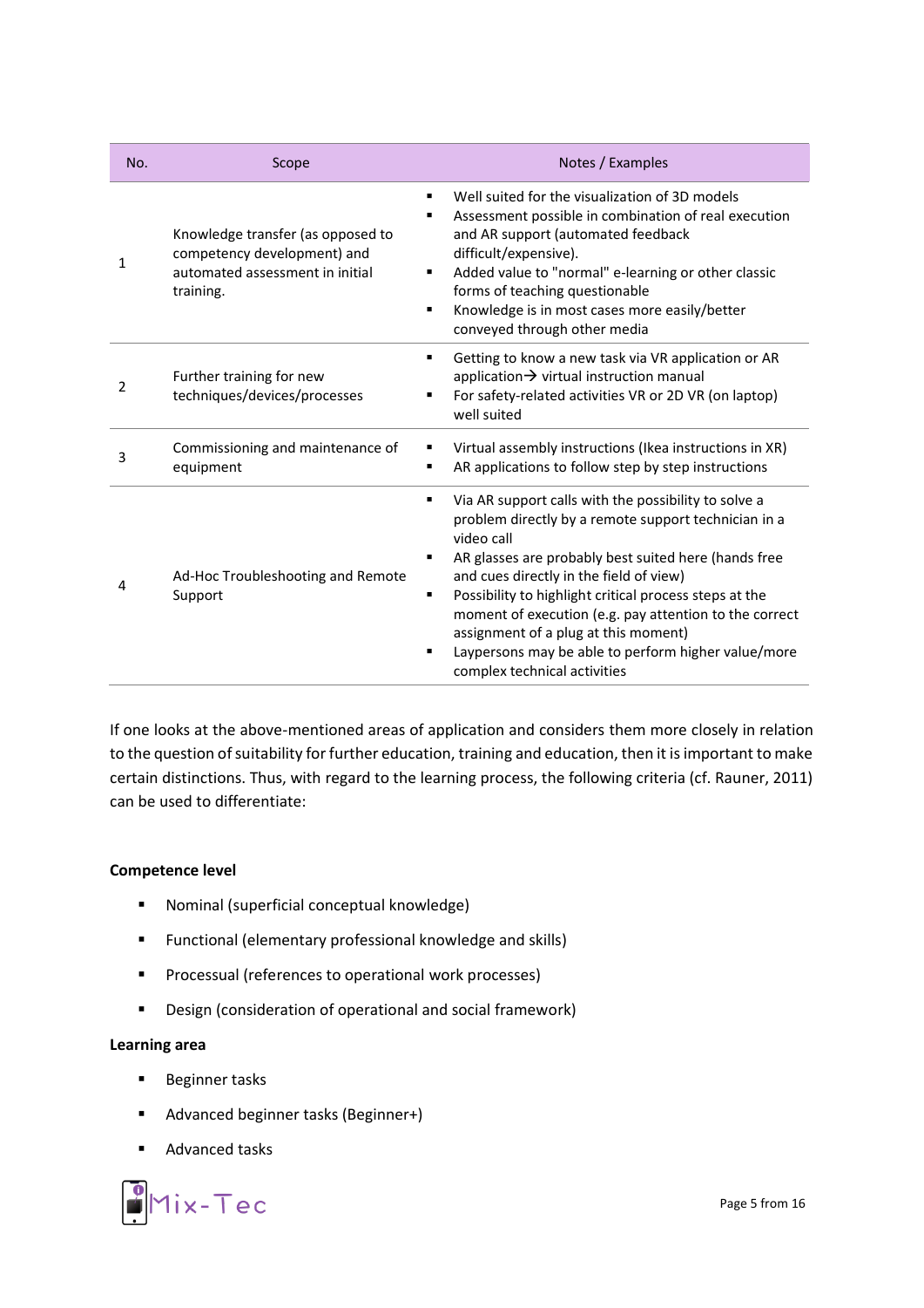| No. | Scope | Notes / Examples |
|---|---|---|
| 1 | Knowledge transfer (as opposed to competency development) and automated assessment in initial training. | ▪ Well suited for the visualization of 3D models<br>▪ Assessment possible in combination of real execution and AR support (automated feedback difficult/expensive).<br>▪ Added value to "normal" e-learning or other classic forms of teaching questionable<br>▪ Knowledge is in most cases more easily/better conveyed through other media |
| 2 | Further training for new techniques/devices/processes | ▪ Getting to know a new task via VR application or AR application→ virtual instruction manual<br>▪ For safety-related activities VR or 2D VR (on laptop) well suited |
| 3 | Commissioning and maintenance of equipment | ▪ Virtual assembly instructions (Ikea instructions in XR)<br>▪ AR applications to follow step by step instructions |
| 4 | Ad-Hoc Troubleshooting and Remote Support | ▪ Via AR support calls with the possibility to solve a problem directly by a remote support technician in a video call<br>▪ AR glasses are probably best suited here (hands free and cues directly in the field of view)<br>▪ Possibility to highlight critical process steps at the moment of execution (e.g. pay attention to the correct assignment of a plug at this moment)<br>▪ Laypersons may be able to perform higher value/more complex technical activities |

If one looks at the above-mentioned areas of application and considers them more closely in relation to the question of suitability for further education, training and education, then it is important to make certain distinctions. Thus, with regard to the learning process, the following criteria (cf. Rauner, 2011) can be used to differentiate:

**Competence level**

- Nominal (superficial conceptual knowledge)
- Functional (elementary professional knowledge and skills)
- Processual (references to operational work processes)
- Design (consideration of operational and social framework)

**Learning area**

- Beginner tasks
- Advanced beginner tasks (Beginner+)
- Advanced tasks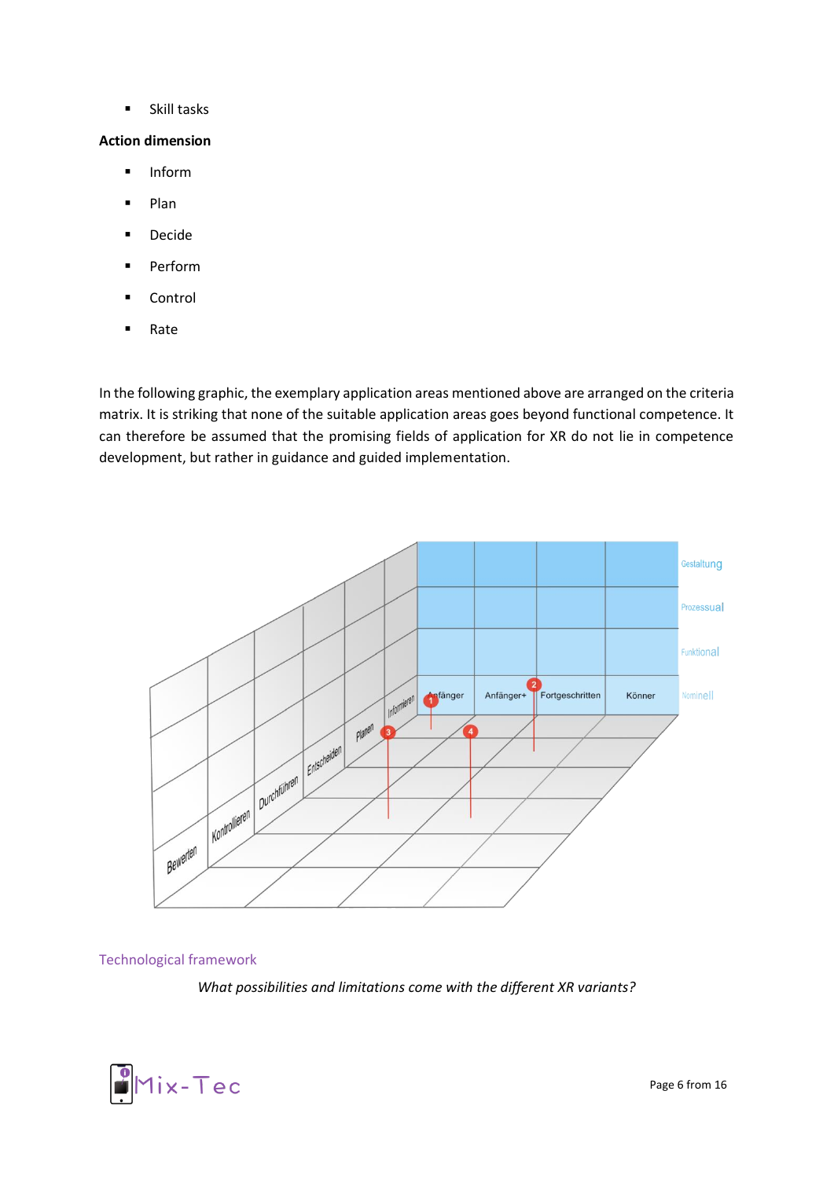- Skill tasks

**Action dimension**

- Inform
- Plan
- Decide
- Perform
- Control
- Rate

In the following graphic, the exemplary application areas mentioned above are arranged on the criteria matrix. It is striking that none of the suitable application areas goes beyond functional competence. It can therefore be assumed that the promising fields of application for XR do not lie in competence development, but rather in guidance and guided implementation.

## Technological framework

*What possibilities and limitations come with the different XR variants?*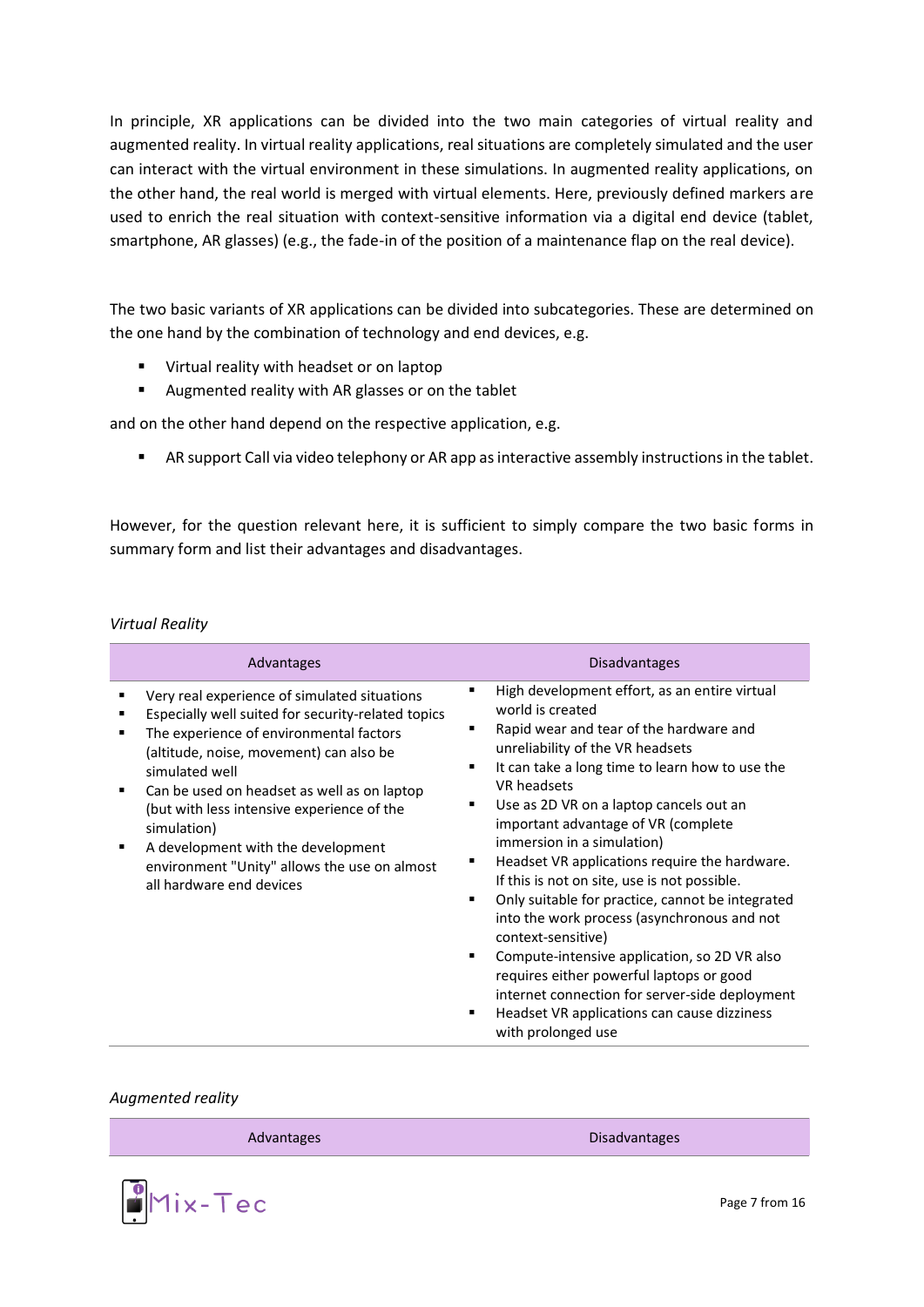In principle, XR applications can be divided into the two main categories of virtual reality and augmented reality. In virtual reality applications, real situations are completely simulated and the user can interact with the virtual environment in these simulations. In augmented reality applications, on the other hand, the real world is merged with virtual elements. Here, previously defined markers are used to enrich the real situation with context-sensitive information via a digital end device (tablet, smartphone, AR glasses) (e.g., the fade-in of the position of a maintenance flap on the real device).

The two basic variants of XR applications can be divided into subcategories. These are determined on the one hand by the combination of technology and end devices, e.g.

- Virtual reality with headset or on laptop
- Augmented reality with AR glasses or on the tablet

and on the other hand depend on the respective application, e.g.

- AR support Call via video telephony or AR app as interactive assembly instructions in the tablet.

However, for the question relevant here, it is sufficient to simply compare the two basic forms in summary form and list their advantages and disadvantages.

*Virtual Reality*

| Advantages | Disadvantages |
|---|---|
| ▪ Very real experience of simulated situations<br>▪ Especially well suited for security-related topics<br>▪ The experience of environmental factors (altitude, noise, movement) can also be simulated well<br>▪ Can be used on headset as well as on laptop (but with less intensive experience of the simulation)<br>▪ A development with the development environment "Unity" allows the use on almost all hardware end devices | ▪ High development effort, as an entire virtual world is created<br>▪ Rapid wear and tear of the hardware and unreliability of the VR headsets<br>▪ It can take a long time to learn how to use the VR headsets<br>▪ Use as 2D VR on a laptop cancels out an important advantage of VR (complete immersion in a simulation)<br>▪ Headset VR applications require the hardware. If this is not on site, use is not possible.<br>▪ Only suitable for practice, cannot be integrated into the work process (asynchronous and not context-sensitive)<br>▪ Compute-intensive application, so 2D VR also requires either powerful laptops or good internet connection for server-side deployment<br>▪ Headset VR applications can cause dizziness with prolonged use |

*Augmented reality*

| Advantages | Disadvantages |
|---|---|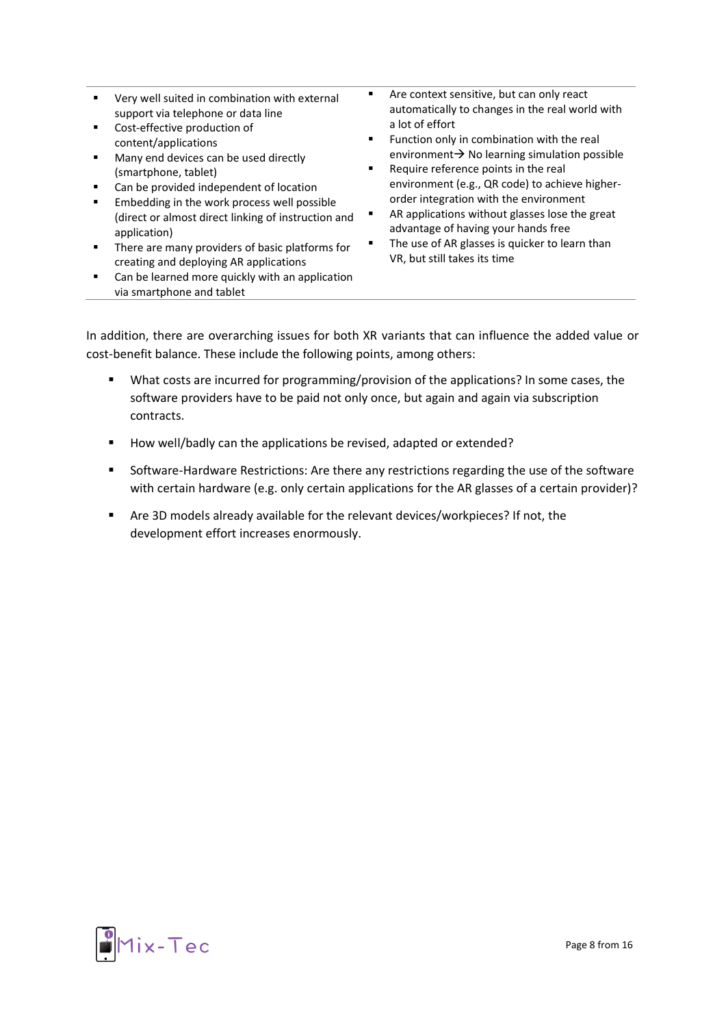| | |
|---|---|
| ▪ Very well suited in combination with external support via telephone or data line<br>▪ Cost-effective production of content/applications<br>▪ Many end devices can be used directly (smartphone, tablet)<br>▪ Can be provided independent of location<br>▪ Embedding in the work process well possible (direct or almost direct linking of instruction and application)<br>▪ There are many providers of basic platforms for creating and deploying AR applications<br>▪ Can be learned more quickly with an application via smartphone and tablet | ▪ Are context sensitive, but can only react automatically to changes in the real world with a lot of effort<br>▪ Function only in combination with the real environment→ No learning simulation possible<br>▪ Require reference points in the real environment (e.g., QR code) to achieve higher-order integration with the environment<br>▪ AR applications without glasses lose the great advantage of having your hands free<br>▪ The use of AR glasses is quicker to learn than VR, but still takes its time |

In addition, there are overarching issues for both XR variants that can influence the added value or cost-benefit balance. These include the following points, among others:

- What costs are incurred for programming/provision of the applications? In some cases, the software providers have to be paid not only once, but again and again via subscription contracts.
- How well/badly can the applications be revised, adapted or extended?
- Software-Hardware Restrictions: Are there any restrictions regarding the use of the software with certain hardware (e.g. only certain applications for the AR glasses of a certain provider)?
- Are 3D models already available for the relevant devices/workpieces? If not, the development effort increases enormously.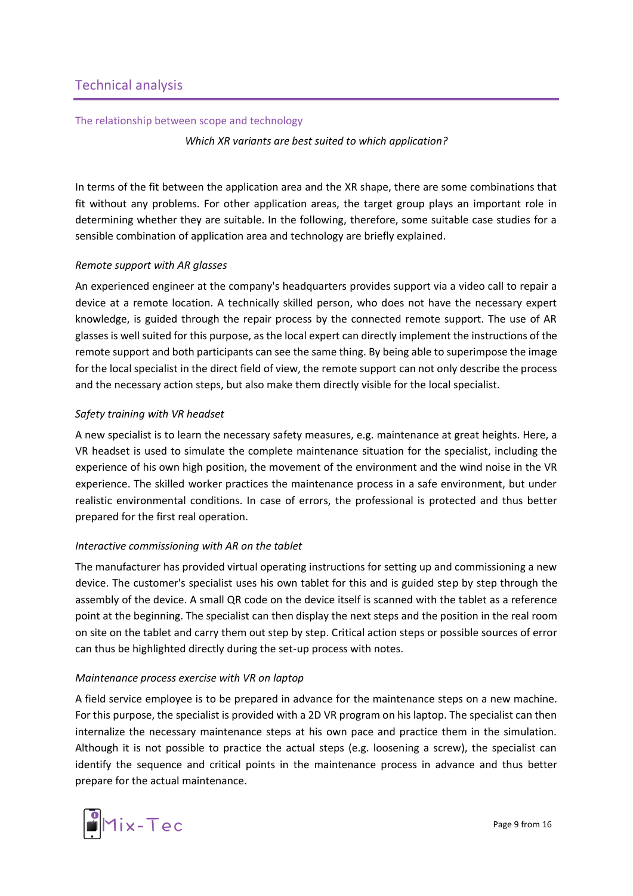## Technical analysis

### The relationship between scope and technology

*Which XR variants are best suited to which application?*

In terms of the fit between the application area and the XR shape, there are some combinations that fit without any problems. For other application areas, the target group plays an important role in determining whether they are suitable. In the following, therefore, some suitable case studies for a sensible combination of application area and technology are briefly explained.

*Remote support with AR glasses*

An experienced engineer at the company's headquarters provides support via a video call to repair a device at a remote location. A technically skilled person, who does not have the necessary expert knowledge, is guided through the repair process by the connected remote support. The use of AR glasses is well suited for this purpose, as the local expert can directly implement the instructions of the remote support and both participants can see the same thing. By being able to superimpose the image for the local specialist in the direct field of view, the remote support can not only describe the process and the necessary action steps, but also make them directly visible for the local specialist.

*Safety training with VR headset*

A new specialist is to learn the necessary safety measures, e.g. maintenance at great heights. Here, a VR headset is used to simulate the complete maintenance situation for the specialist, including the experience of his own high position, the movement of the environment and the wind noise in the VR experience. The skilled worker practices the maintenance process in a safe environment, but under realistic environmental conditions. In case of errors, the professional is protected and thus better prepared for the first real operation.

*Interactive commissioning with AR on the tablet*

The manufacturer has provided virtual operating instructions for setting up and commissioning a new device. The customer's specialist uses his own tablet for this and is guided step by step through the assembly of the device. A small QR code on the device itself is scanned with the tablet as a reference point at the beginning. The specialist can then display the next steps and the position in the real room on site on the tablet and carry them out step by step. Critical action steps or possible sources of error can thus be highlighted directly during the set-up process with notes.

*Maintenance process exercise with VR on laptop*

A field service employee is to be prepared in advance for the maintenance steps on a new machine. For this purpose, the specialist is provided with a 2D VR program on his laptop. The specialist can then internalize the necessary maintenance steps at his own pace and practice them in the simulation. Although it is not possible to practice the actual steps (e.g. loosening a screw), the specialist can identify the sequence and critical points in the maintenance process in advance and thus better prepare for the actual maintenance.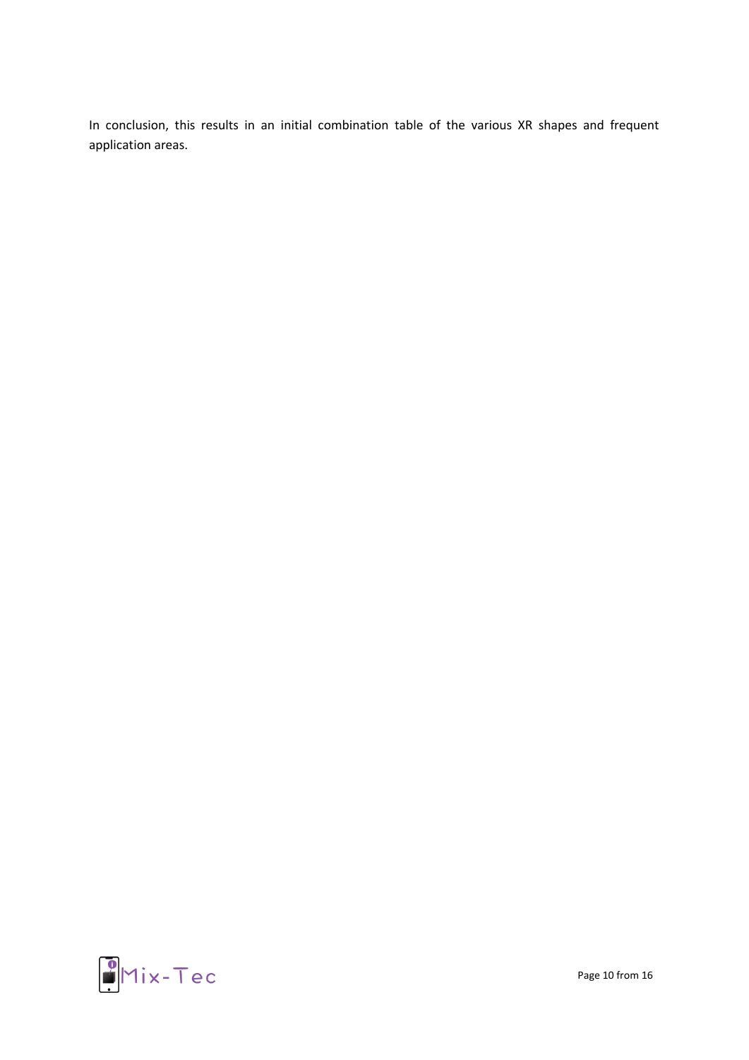In conclusion, this results in an initial combination table of the various XR shapes and frequent application areas.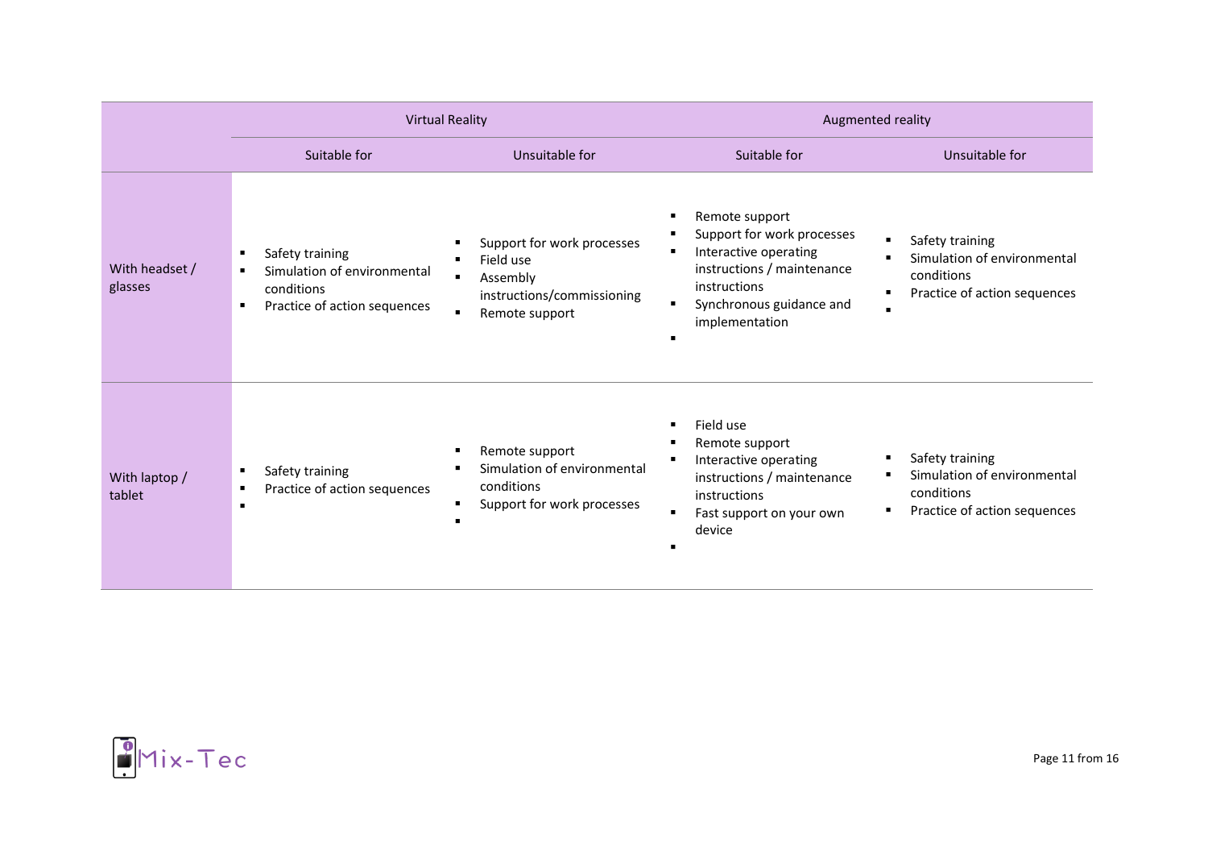| | Virtual Reality | | Augmented reality | |
|---|---|---|---|---|
| | Suitable for | Unsuitable for | Suitable for | Unsuitable for |
| With headset / glasses | ▪ Safety training<br>▪ Simulation of environmental conditions<br>▪ Practice of action sequences | ▪ Support for work processes<br>▪ Field use<br>▪ Assembly instructions/commissioning<br>▪ Remote support | ▪ Remote support<br>▪ Support for work processes<br>▪ Interactive operating instructions / maintenance instructions<br>▪ Synchronous guidance and implementation<br>▪ | ▪ Safety training<br>▪ Simulation of environmental conditions<br>▪ Practice of action sequences<br>▪ |
| With laptop / tablet | ▪ Safety training<br>▪ Practice of action sequences<br>▪ | ▪ Remote support<br>▪ Simulation of environmental conditions<br>▪ Support for work processes<br>▪ | ▪ Field use<br>▪ Remote support<br>▪ Interactive operating instructions / maintenance instructions<br>▪ Fast support on your own device<br>▪ | ▪ Safety training<br>▪ Simulation of environmental conditions<br>▪ Practice of action sequences |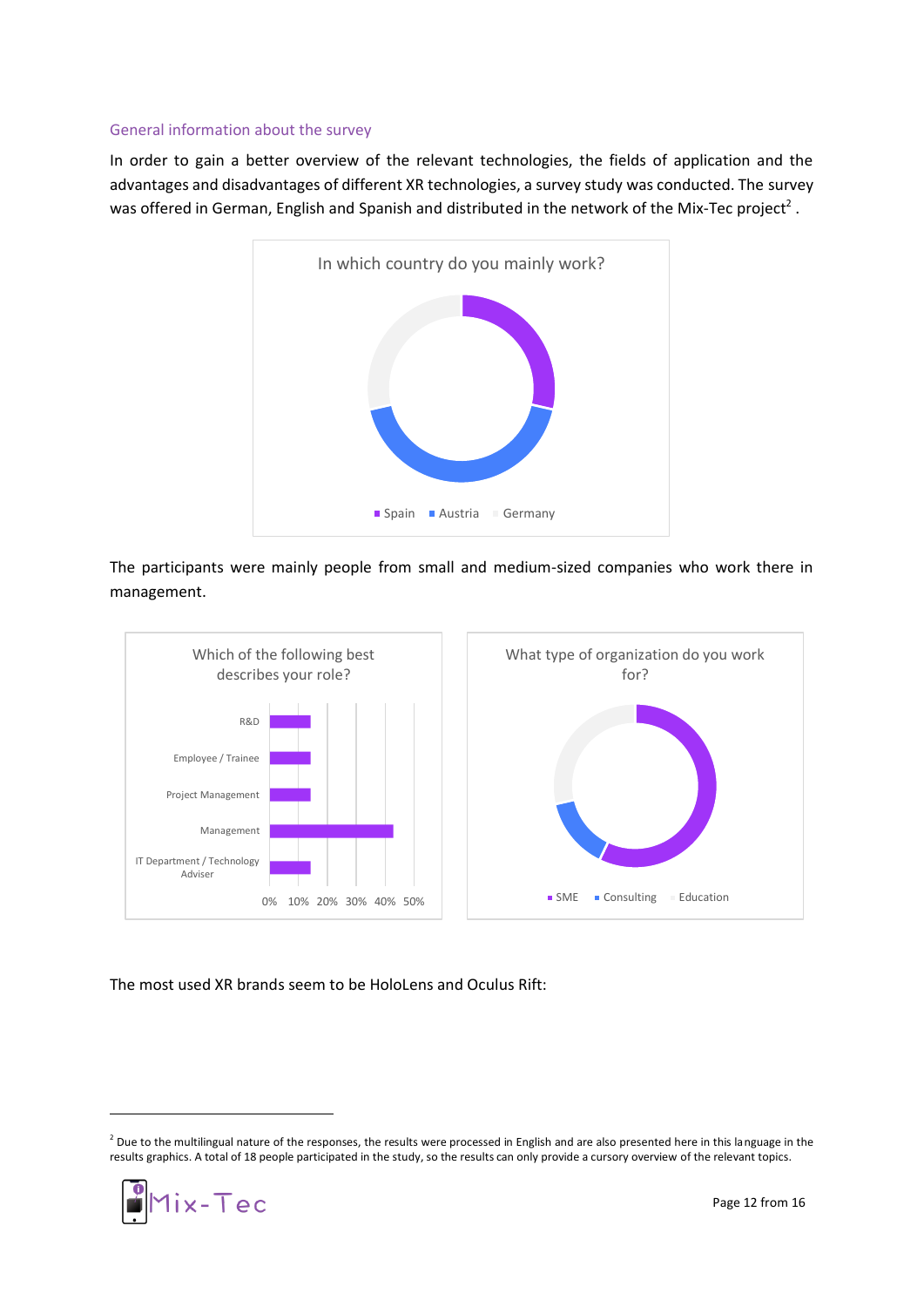### General information about the survey

In order to gain a better overview of the relevant technologies, the fields of application and the advantages and disadvantages of different XR technologies, a survey study was conducted. The survey was offered in German, English and Spanish and distributed in the network of the Mix-Tec project[2] .

In which country do you mainly work?

Spain, Austria, Germany

The participants were mainly people from small and medium-sized companies who work there in management.

Which of the following best describes your role?

R&D, Employee / Trainee, Project Management, Management, IT Department / Technology Adviser

0% 10% 20% 30% 40% 50%

What type of organization do you work for?

SME, Consulting, Education

The most used XR brands seem to be HoloLens and Oculus Rift:

---

[2] Due to the multilingual nature of the responses, the results were processed in English and are also presented here in this language in the results graphics. A total of 18 people participated in the study, so the results can only provide a cursory overview of the relevant topics.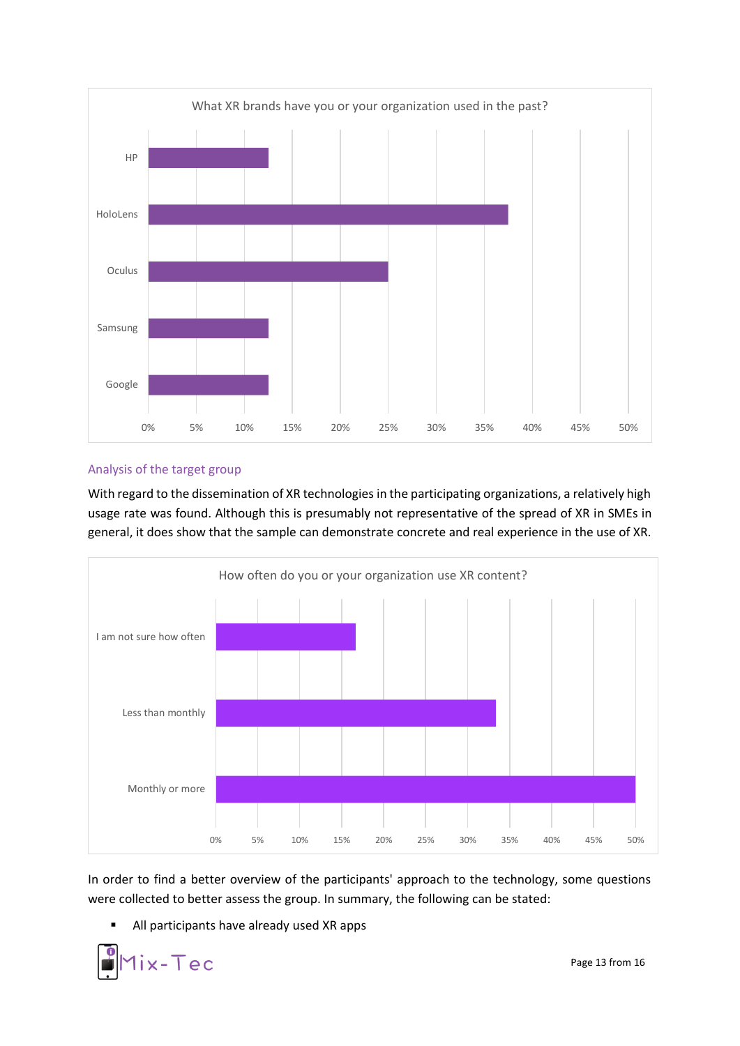What XR brands have you or your organization used in the past?

| Brand | Share |
|---|---|
| HP | ~12.5% |
| HoloLens | ~37.5% |
| Oculus | ~25% |
| Samsung | ~12.5% |
| Google | ~12.5% |

## Analysis of the target group

With regard to the dissemination of XR technologies in the participating organizations, a relatively high usage rate was found. Although this is presumably not representative of the spread of XR in SMEs in general, it does show that the sample can demonstrate concrete and real experience in the use of XR.

How often do you or your organization use XR content?

| Answer | Share |
|---|---|
| I am not sure how often | ~16.7% |
| Less than monthly | ~33.3% |
| Monthly or more | ~50% |

In order to find a better overview of the participants' approach to the technology, some questions were collected to better assess the group. In summary, the following can be stated:

- All participants have already used XR apps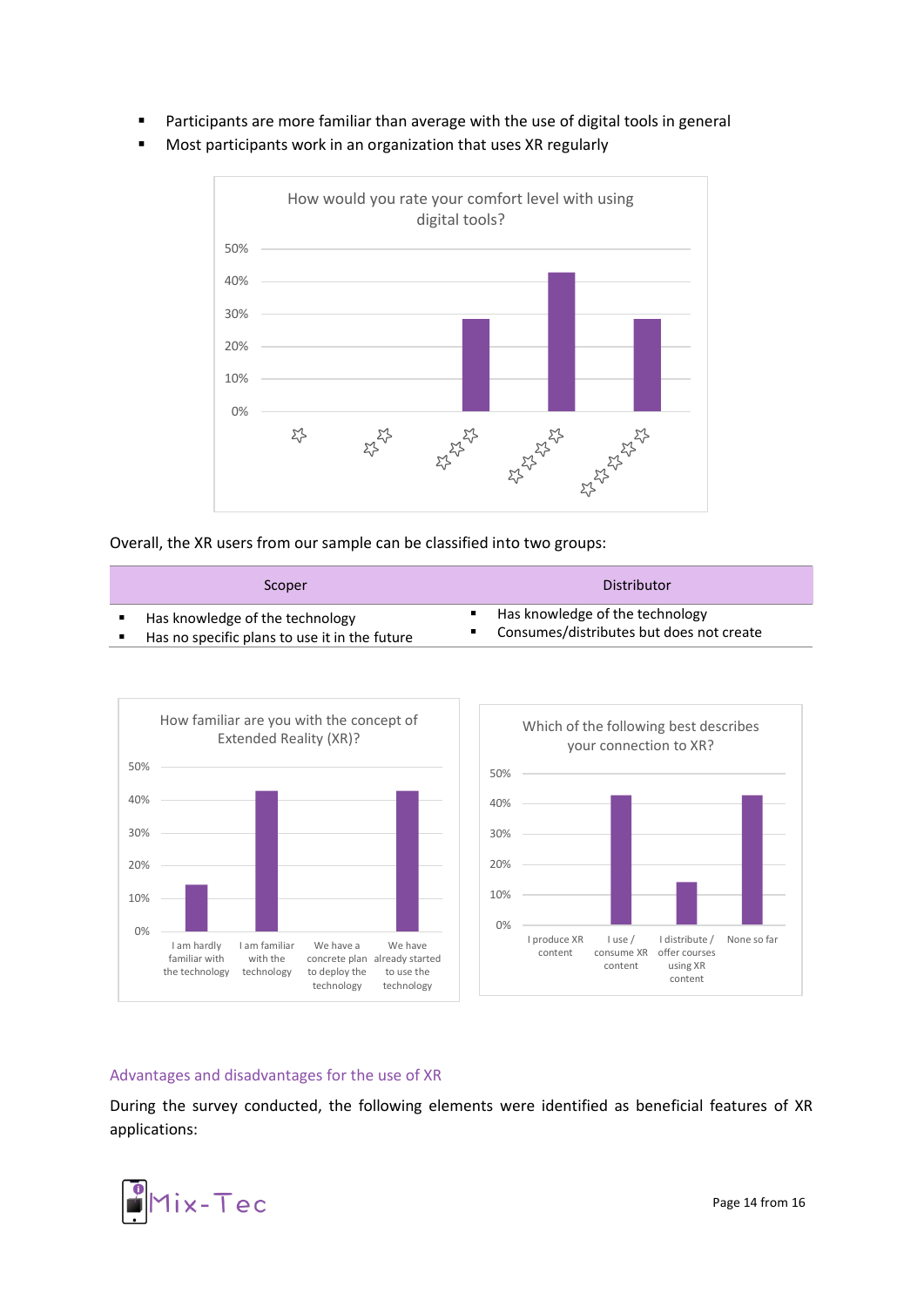- Participants are more familiar than average with the use of digital tools in general
- Most participants work in an organization that uses XR regularly

How would you rate your comfort level with using digital tools?

Overall, the XR users from our sample can be classified into two groups:

| Scoper | Distributor |
|---|---|
| ▪ Has knowledge of the technology<br>▪ Has no specific plans to use it in the future | ▪ Has knowledge of the technology<br>▪ Consumes/distributes but does not create |

How familiar are you with the concept of Extended Reality (XR)?

Which of the following best describes your connection to XR?

## Advantages and disadvantages for the use of XR

During the survey conducted, the following elements were identified as beneficial features of XR applications: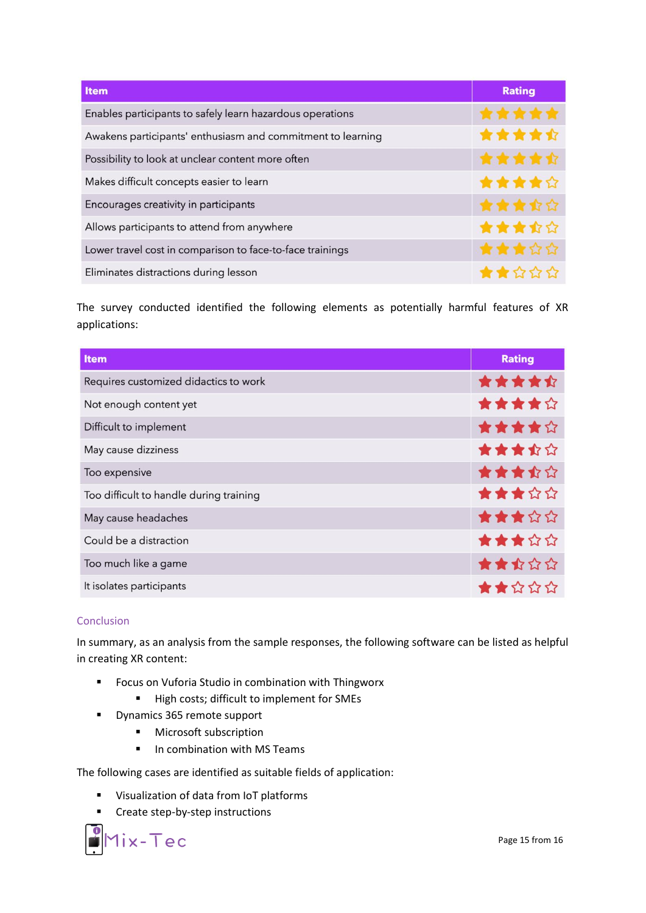| Item | Rating |
|---|---|
| Enables participants to safely learn hazardous operations | ★★★★★ |
| Awakens participants' enthusiasm and commitment to learning | ★★★★½ |
| Possibility to look at unclear content more often | ★★★★½ |
| Makes difficult concepts easier to learn | ★★★★☆ |
| Encourages creativity in participants | ★★★½☆ |
| Allows participants to attend from anywhere | ★★★½☆ |
| Lower travel cost in comparison to face-to-face trainings | ★★★☆☆ |
| Eliminates distractions during lesson | ★★☆☆☆ |

The survey conducted identified the following elements as potentially harmful features of XR applications:

| Item | Rating |
|---|---|
| Requires customized didactics to work | ★★★★½ |
| Not enough content yet | ★★★★☆ |
| Difficult to implement | ★★★★☆ |
| May cause dizziness | ★★★½☆ |
| Too expensive | ★★★½☆ |
| Too difficult to handle during training | ★★★☆☆ |
| May cause headaches | ★★★☆☆ |
| Could be a distraction | ★★★☆☆ |
| Too much like a game | ★★½☆☆ |
| It isolates participants | ★★☆☆☆ |

## Conclusion

In summary, as an analysis from the sample responses, the following software can be listed as helpful in creating XR content:

- Focus on Vuforia Studio in combination with Thingworx
  - High costs; difficult to implement for SMEs
- Dynamics 365 remote support
  - Microsoft subscription
  - In combination with MS Teams

The following cases are identified as suitable fields of application:

- Visualization of data from IoT platforms
- Create step-by-step instructions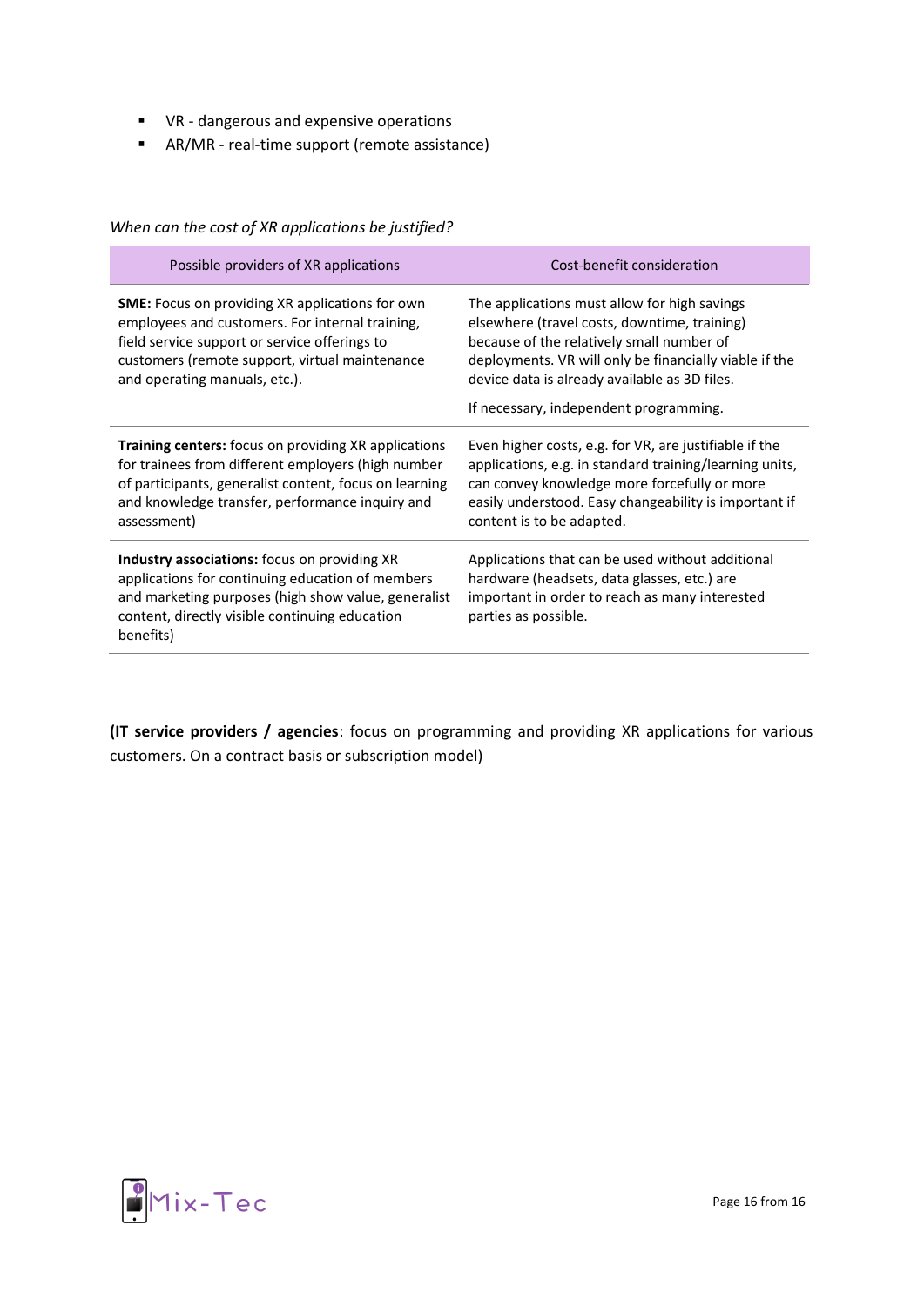- VR - dangerous and expensive operations
- AR/MR - real-time support (remote assistance)

*When can the cost of XR applications be justified?*

| Possible providers of XR applications | Cost-benefit consideration |
|---|---|
| **SME:** Focus on providing XR applications for own employees and customers. For internal training, field service support or service offerings to customers (remote support, virtual maintenance and operating manuals, etc.). | The applications must allow for high savings elsewhere (travel costs, downtime, training) because of the relatively small number of deployments. VR will only be financially viable if the device data is already available as 3D files.<br><br>If necessary, independent programming. |
| **Training centers:** focus on providing XR applications for trainees from different employers (high number of participants, generalist content, focus on learning and knowledge transfer, performance inquiry and assessment) | Even higher costs, e.g. for VR, are justifiable if the applications, e.g. in standard training/learning units, can convey knowledge more forcefully or more easily understood. Easy changeability is important if content is to be adapted. |
| **Industry associations:** focus on providing XR applications for continuing education of members and marketing purposes (high show value, generalist content, directly visible continuing education benefits) | Applications that can be used without additional hardware (headsets, data glasses, etc.) are important in order to reach as many interested parties as possible. |

**(IT service providers / agencies**: focus on programming and providing XR applications for various customers. On a contract basis or subscription model)